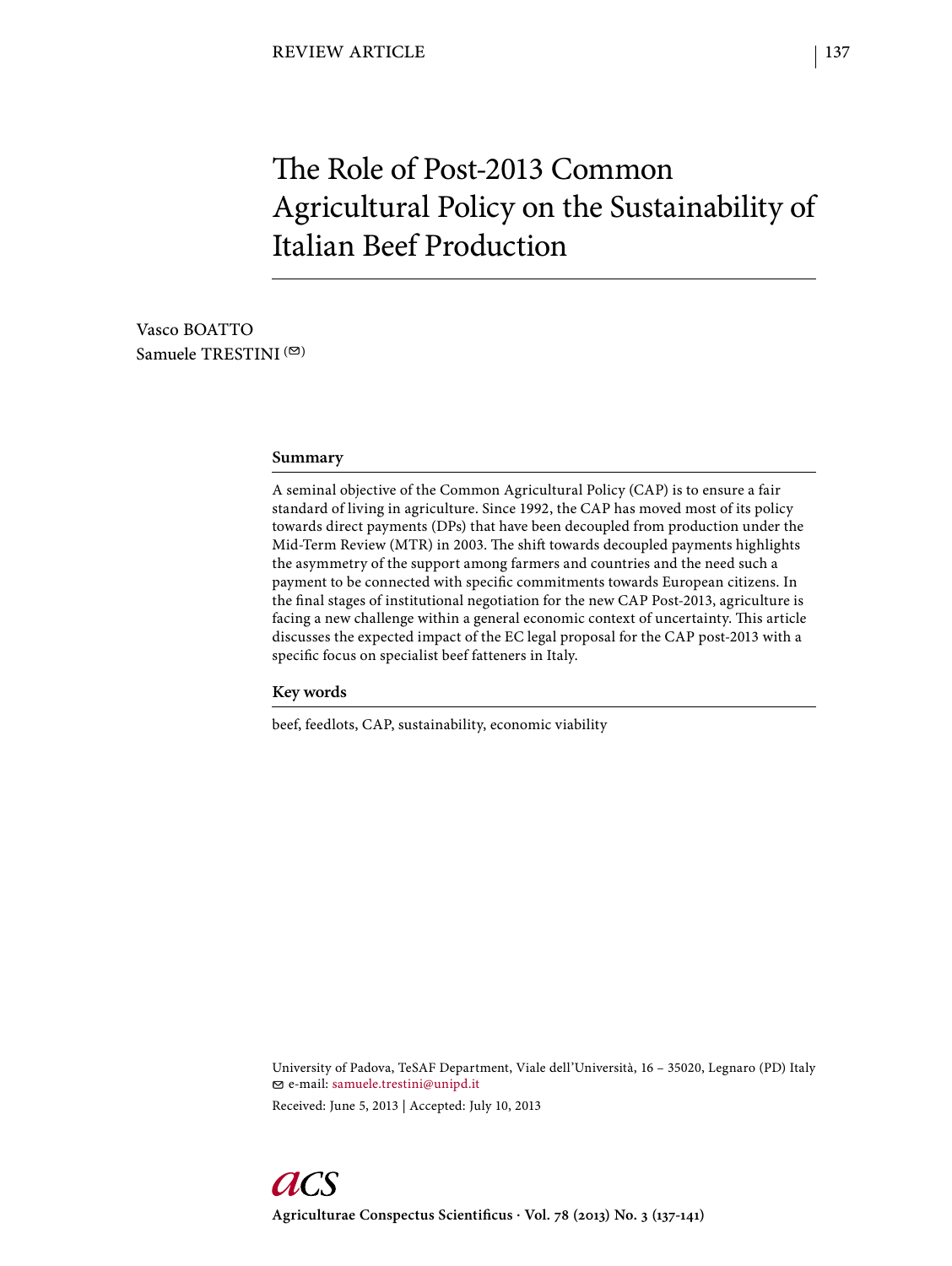REVIEW ARTICLE

# The Role of Post-2013 Common Agricultural Policy on the Sustainability of Italian Beef Production

Vasco BOATTO
Samuele TRESTINI (✉)

## Summary

A seminal objective of the Common Agricultural Policy (CAP) is to ensure a fair standard of living in agriculture. Since 1992, the CAP has moved most of its policy towards direct payments (DPs) that have been decoupled from production under the Mid-Term Review (MTR) in 2003. The shift towards decoupled payments highlights the asymmetry of the support among farmers and countries and the need such a payment to be connected with specific commitments towards European citizens. In the final stages of institutional negotiation for the new CAP Post-2013, agriculture is facing a new challenge within a general economic context of uncertainty. This article discusses the expected impact of the EC legal proposal for the CAP post-2013 with a specific focus on specialist beef fatteners in Italy.

## Key words

beef, feedlots, CAP, sustainability, economic viability

University of Padova, TeSAF Department, Viale dell'Università, 16 – 35020, Legnaro (PD) Italy
✉ e-mail: samuele.trestini@unipd.it

Received: June 5, 2013 | Accepted: July 10, 2013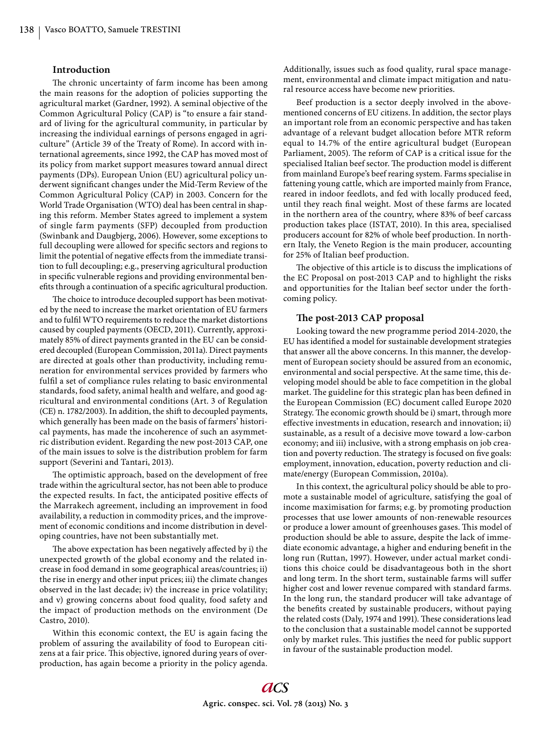## Introduction

The chronic uncertainty of farm income has been among the main reasons for the adoption of policies supporting the agricultural market (Gardner, 1992). A seminal objective of the Common Agricultural Policy (CAP) is "to ensure a fair standard of living for the agricultural community, in particular by increasing the individual earnings of persons engaged in agriculture" (Article 39 of the Treaty of Rome). In accord with international agreements, since 1992, the CAP has moved most of its policy from market support measures toward annual direct payments (DPs). European Union (EU) agricultural policy underwent significant changes under the Mid-Term Review of the Common Agricultural Policy (CAP) in 2003. Concern for the World Trade Organisation (WTO) deal has been central in shaping this reform. Member States agreed to implement a system of single farm payments (SFP) decoupled from production (Swinbank and Daugbjerg, 2006). However, some exceptions to full decoupling were allowed for specific sectors and regions to limit the potential of negative effects from the immediate transition to full decoupling; e.g., preserving agricultural production in specific vulnerable regions and providing environmental benefits through a continuation of a specific agricultural production.

The choice to introduce decoupled support has been motivated by the need to increase the market orientation of EU farmers and to fulfil WTO requirements to reduce the market distortions caused by coupled payments (OECD, 2011). Currently, approximately 85% of direct payments granted in the EU can be considered decoupled (European Commission, 2011a). Direct payments are directed at goals other than productivity, including remuneration for environmental services provided by farmers who fulfil a set of compliance rules relating to basic environmental standards, food safety, animal health and welfare, and good agricultural and environmental conditions (Art. 3 of Regulation (CE) n. 1782/2003). In addition, the shift to decoupled payments, which generally has been made on the basis of farmers' historical payments, has made the incoherence of such an asymmetric distribution evident. Regarding the new post-2013 CAP, one of the main issues to solve is the distribution problem for farm support (Severini and Tantari, 2013).

The optimistic approach, based on the development of free trade within the agricultural sector, has not been able to produce the expected results. In fact, the anticipated positive effects of the Marrakech agreement, including an improvement in food availability, a reduction in commodity prices, and the improvement of economic conditions and income distribution in developing countries, have not been substantially met.

The above expectation has been negatively affected by i) the unexpected growth of the global economy and the related increase in food demand in some geographical areas/countries; ii) the rise in energy and other input prices; iii) the climate changes observed in the last decade; iv) the increase in price volatility; and v) growing concerns about food quality, food safety and the impact of production methods on the environment (De Castro, 2010).

Within this economic context, the EU is again facing the problem of assuring the availability of food to European citizens at a fair price. This objective, ignored during years of overproduction, has again become a priority in the policy agenda. Additionally, issues such as food quality, rural space management, environmental and climate impact mitigation and natural resource access have become new priorities.

Beef production is a sector deeply involved in the abovementioned concerns of EU citizens. In addition, the sector plays an important role from an economic perspective and has taken advantage of a relevant budget allocation before MTR reform equal to 14.7% of the entire agricultural budget (European Parliament, 2005). The reform of CAP is a critical issue for the specialised Italian beef sector. The production model is different from mainland Europe's beef rearing system. Farms specialise in fattening young cattle, which are imported mainly from France, reared in indoor feedlots, and fed with locally produced feed, until they reach final weight. Most of these farms are located in the northern area of the country, where 83% of beef carcass production takes place (ISTAT, 2010). In this area, specialised producers account for 82% of whole beef production. In northern Italy, the Veneto Region is the main producer, accounting for 25% of Italian beef production.

The objective of this article is to discuss the implications of the EC Proposal on post-2013 CAP and to highlight the risks and opportunities for the Italian beef sector under the forthcoming policy.

## The post-2013 CAP proposal

Looking toward the new programme period 2014-2020, the EU has identified a model for sustainable development strategies that answer all the above concerns. In this manner, the development of European society should be assured from an economic, environmental and social perspective. At the same time, this developing model should be able to face competition in the global market. The guideline for this strategic plan has been defined in the European Commission (EC) document called Europe 2020 Strategy. The economic growth should be i) smart, through more effective investments in education, research and innovation; ii) sustainable, as a result of a decisive move toward a low-carbon economy; and iii) inclusive, with a strong emphasis on job creation and poverty reduction. The strategy is focused on five goals: employment, innovation, education, poverty reduction and climate/energy (European Commission, 2010a).

In this context, the agricultural policy should be able to promote a sustainable model of agriculture, satisfying the goal of income maximisation for farms; e.g. by promoting production processes that use lower amounts of non-renewable resources or produce a lower amount of greenhouses gases. This model of production should be able to assure, despite the lack of immediate economic advantage, a higher and enduring benefit in the long run (Ruttan, 1997). However, under actual market conditions this choice could be disadvantageous both in the short and long term. In the short term, sustainable farms will suffer higher cost and lower revenue compared with standard farms. In the long run, the standard producer will take advantage of the benefits created by sustainable producers, without paying the related costs (Daly, 1974 and 1991). These considerations lead to the conclusion that a sustainable model cannot be supported only by market rules. This justifies the need for public support in favour of the sustainable production model.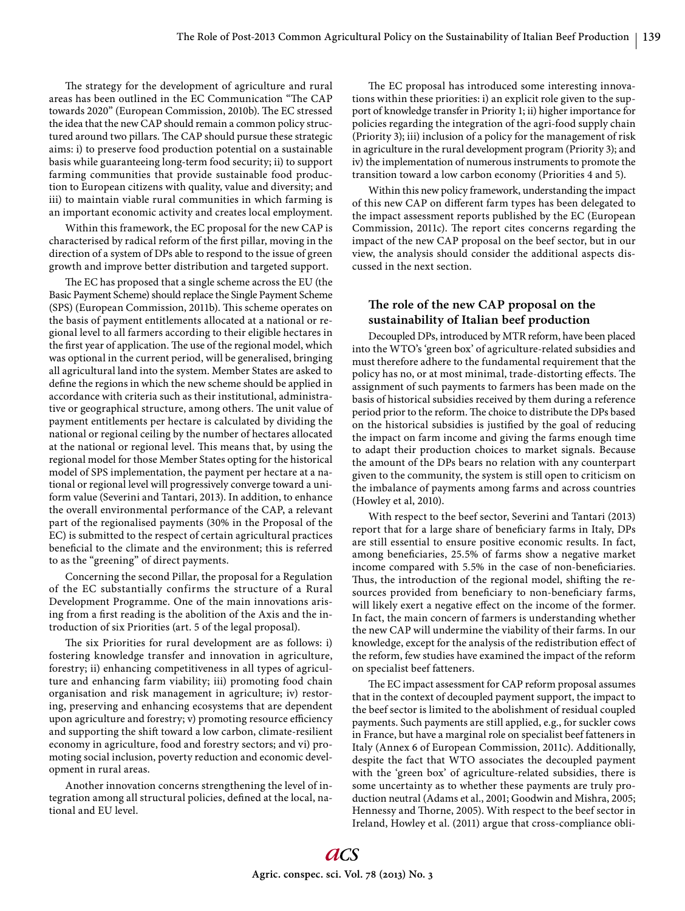The strategy for the development of agriculture and rural areas has been outlined in the EC Communication "The CAP towards 2020" (European Commission, 2010b). The EC stressed the idea that the new CAP should remain a common policy structured around two pillars. The CAP should pursue these strategic aims: i) to preserve food production potential on a sustainable basis while guaranteeing long-term food security; ii) to support farming communities that provide sustainable food production to European citizens with quality, value and diversity; and iii) to maintain viable rural communities in which farming is an important economic activity and creates local employment.

Within this framework, the EC proposal for the new CAP is characterised by radical reform of the first pillar, moving in the direction of a system of DPs able to respond to the issue of green growth and improve better distribution and targeted support.

The EC has proposed that a single scheme across the EU (the Basic Payment Scheme) should replace the Single Payment Scheme (SPS) (European Commission, 2011b). This scheme operates on the basis of payment entitlements allocated at a national or regional level to all farmers according to their eligible hectares in the first year of application. The use of the regional model, which was optional in the current period, will be generalised, bringing all agricultural land into the system. Member States are asked to define the regions in which the new scheme should be applied in accordance with criteria such as their institutional, administrative or geographical structure, among others. The unit value of payment entitlements per hectare is calculated by dividing the national or regional ceiling by the number of hectares allocated at the national or regional level. This means that, by using the regional model for those Member States opting for the historical model of SPS implementation, the payment per hectare at a national or regional level will progressively converge toward a uniform value (Severini and Tantari, 2013). In addition, to enhance the overall environmental performance of the CAP, a relevant part of the regionalised payments (30% in the Proposal of the EC) is submitted to the respect of certain agricultural practices beneficial to the climate and the environment; this is referred to as the "greening" of direct payments.

Concerning the second Pillar, the proposal for a Regulation of the EC substantially confirms the structure of a Rural Development Programme. One of the main innovations arising from a first reading is the abolition of the Axis and the introduction of six Priorities (art. 5 of the legal proposal).

The six Priorities for rural development are as follows: i) fostering knowledge transfer and innovation in agriculture, forestry; ii) enhancing competitiveness in all types of agriculture and enhancing farm viability; iii) promoting food chain organisation and risk management in agriculture; iv) restoring, preserving and enhancing ecosystems that are dependent upon agriculture and forestry; v) promoting resource efficiency and supporting the shift toward a low carbon, climate-resilient economy in agriculture, food and forestry sectors; and vi) promoting social inclusion, poverty reduction and economic development in rural areas.

Another innovation concerns strengthening the level of integration among all structural policies, defined at the local, national and EU level.

The EC proposal has introduced some interesting innovations within these priorities: i) an explicit role given to the support of knowledge transfer in Priority 1; ii) higher importance for policies regarding the integration of the agri-food supply chain (Priority 3); iii) inclusion of a policy for the management of risk in agriculture in the rural development program (Priority 3); and iv) the implementation of numerous instruments to promote the transition toward a low carbon economy (Priorities 4 and 5).

Within this new policy framework, understanding the impact of this new CAP on different farm types has been delegated to the impact assessment reports published by the EC (European Commission, 2011c). The report cites concerns regarding the impact of the new CAP proposal on the beef sector, but in our view, the analysis should consider the additional aspects discussed in the next section.

## The role of the new CAP proposal on the sustainability of Italian beef production

Decoupled DPs, introduced by MTR reform, have been placed into the WTO's 'green box' of agriculture-related subsidies and must therefore adhere to the fundamental requirement that the policy has no, or at most minimal, trade-distorting effects. The assignment of such payments to farmers has been made on the basis of historical subsidies received by them during a reference period prior to the reform. The choice to distribute the DPs based on the historical subsidies is justified by the goal of reducing the impact on farm income and giving the farms enough time to adapt their production choices to market signals. Because the amount of the DPs bears no relation with any counterpart given to the community, the system is still open to criticism on the imbalance of payments among farms and across countries (Howley et al, 2010).

With respect to the beef sector, Severini and Tantari (2013) report that for a large share of beneficiary farms in Italy, DPs are still essential to ensure positive economic results. In fact, among beneficiaries, 25.5% of farms show a negative market income compared with 5.5% in the case of non-beneficiaries. Thus, the introduction of the regional model, shifting the resources provided from beneficiary to non-beneficiary farms, will likely exert a negative effect on the income of the former. In fact, the main concern of farmers is understanding whether the new CAP will undermine the viability of their farms. In our knowledge, except for the analysis of the redistribution effect of the reform, few studies have examined the impact of the reform on specialist beef fatteners.

The EC impact assessment for CAP reform proposal assumes that in the context of decoupled payment support, the impact to the beef sector is limited to the abolishment of residual coupled payments. Such payments are still applied, e.g., for suckler cows in France, but have a marginal role on specialist beef fatteners in Italy (Annex 6 of European Commission, 2011c). Additionally, despite the fact that WTO associates the decoupled payment with the 'green box' of agriculture-related subsidies, there is some uncertainty as to whether these payments are truly production neutral (Adams et al., 2001; Goodwin and Mishra, 2005; Hennessy and Thorne, 2005). With respect to the beef sector in Ireland, Howley et al. (2011) argue that cross-compliance obli-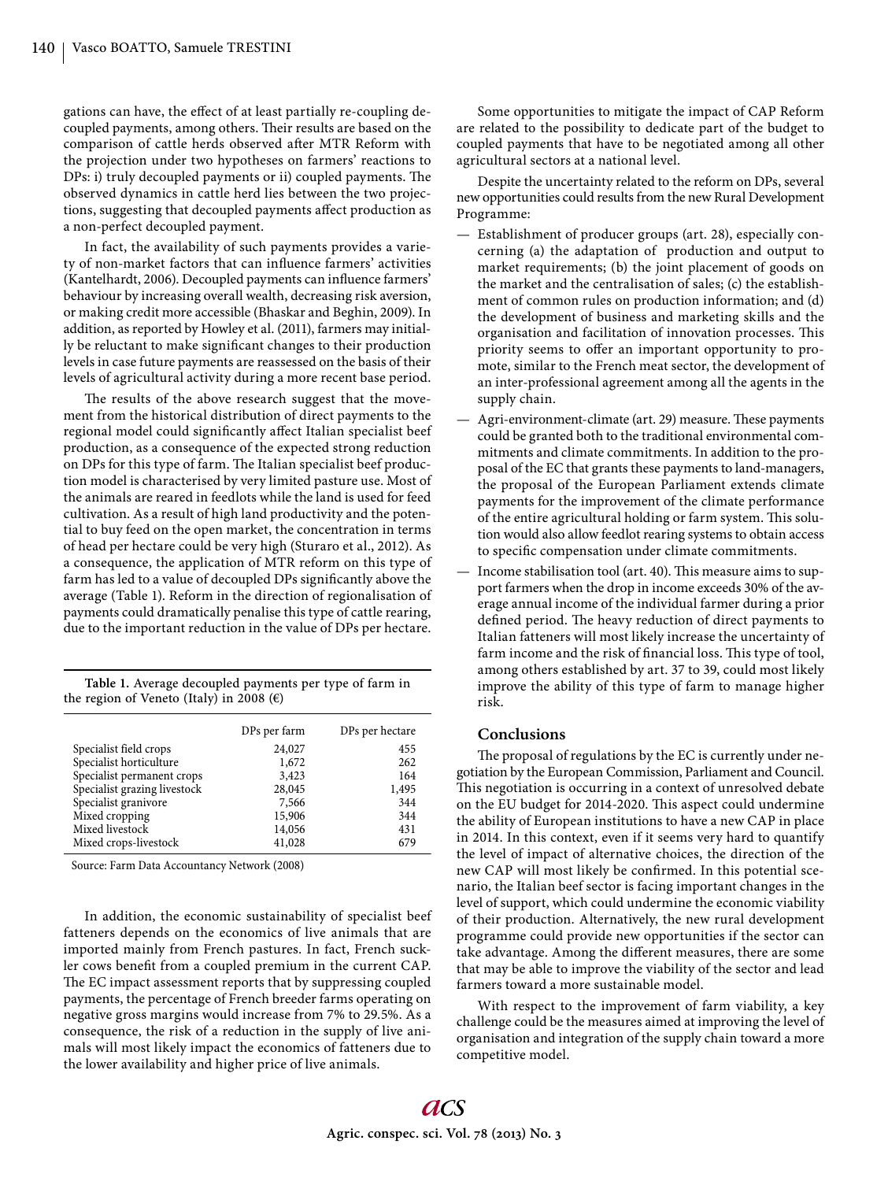gations can have, the effect of at least partially re-coupling decoupled payments, among others. Their results are based on the comparison of cattle herds observed after MTR Reform with the projection under two hypotheses on farmers' reactions to DPs: i) truly decoupled payments or ii) coupled payments. The observed dynamics in cattle herd lies between the two projections, suggesting that decoupled payments affect production as a non-perfect decoupled payment.

In fact, the availability of such payments provides a variety of non-market factors that can influence farmers' activities (Kantelhardt, 2006). Decoupled payments can influence farmers' behaviour by increasing overall wealth, decreasing risk aversion, or making credit more accessible (Bhaskar and Beghin, 2009). In addition, as reported by Howley et al. (2011), farmers may initially be reluctant to make significant changes to their production levels in case future payments are reassessed on the basis of their levels of agricultural activity during a more recent base period.

The results of the above research suggest that the movement from the historical distribution of direct payments to the regional model could significantly affect Italian specialist beef production, as a consequence of the expected strong reduction on DPs for this type of farm. The Italian specialist beef production model is characterised by very limited pasture use. Most of the animals are reared in feedlots while the land is used for feed cultivation. As a result of high land productivity and the potential to buy feed on the open market, the concentration in terms of head per hectare could be very high (Sturaro et al., 2012). As a consequence, the application of MTR reform on this type of farm has led to a value of decoupled DPs significantly above the average (Table 1). Reform in the direction of regionalisation of payments could dramatically penalise this type of cattle rearing, due to the important reduction in the value of DPs per hectare.

**Table 1.** Average decoupled payments per type of farm in the region of Veneto (Italy) in 2008 (€)

| | DPs per farm | DPs per hectare |
|---|---|---|
| Specialist field crops | 24,027 | 455 |
| Specialist horticulture | 1,672 | 262 |
| Specialist permanent crops | 3,423 | 164 |
| Specialist grazing livestock | 28,045 | 1,495 |
| Specialist granivore | 7,566 | 344 |
| Mixed cropping | 15,906 | 344 |
| Mixed livestock | 14,056 | 431 |
| Mixed crops-livestock | 41,028 | 679 |

Source: Farm Data Accountancy Network (2008)

In addition, the economic sustainability of specialist beef fatteners depends on the economics of live animals that are imported mainly from French pastures. In fact, French suckler cows benefit from a coupled premium in the current CAP. The EC impact assessment reports that by suppressing coupled payments, the percentage of French breeder farms operating on negative gross margins would increase from 7% to 29.5%. As a consequence, the risk of a reduction in the supply of live animals will most likely impact the economics of fatteners due to the lower availability and higher price of live animals.

Some opportunities to mitigate the impact of CAP Reform are related to the possibility to dedicate part of the budget to coupled payments that have to be negotiated among all other agricultural sectors at a national level.

Despite the uncertainty related to the reform on DPs, several new opportunities could results from the new Rural Development Programme:

- Establishment of producer groups (art. 28), especially concerning (a) the adaptation of production and output to market requirements; (b) the joint placement of goods on the market and the centralisation of sales; (c) the establishment of common rules on production information; and (d) the development of business and marketing skills and the organisation and facilitation of innovation processes. This priority seems to offer an important opportunity to promote, similar to the French meat sector, the development of an inter-professional agreement among all the agents in the supply chain.
- Agri-environment-climate (art. 29) measure. These payments could be granted both to the traditional environmental commitments and climate commitments. In addition to the proposal of the EC that grants these payments to land-managers, the proposal of the European Parliament extends climate payments for the improvement of the climate performance of the entire agricultural holding or farm system. This solution would also allow feedlot rearing systems to obtain access to specific compensation under climate commitments.
- Income stabilisation tool (art. 40). This measure aims to support farmers when the drop in income exceeds 30% of the average annual income of the individual farmer during a prior defined period. The heavy reduction of direct payments to Italian fatteners will most likely increase the uncertainty of farm income and the risk of financial loss. This type of tool, among others established by art. 37 to 39, could most likely improve the ability of this type of farm to manage higher risk.

## Conclusions

The proposal of regulations by the EC is currently under negotiation by the European Commission, Parliament and Council. This negotiation is occurring in a context of unresolved debate on the EU budget for 2014-2020. This aspect could undermine the ability of European institutions to have a new CAP in place in 2014. In this context, even if it seems very hard to quantify the level of impact of alternative choices, the direction of the new CAP will most likely be confirmed. In this potential scenario, the Italian beef sector is facing important changes in the level of support, which could undermine the economic viability of their production. Alternatively, the new rural development programme could provide new opportunities if the sector can take advantage. Among the different measures, there are some that may be able to improve the viability of the sector and lead farmers toward a more sustainable model.

With respect to the improvement of farm viability, a key challenge could be the measures aimed at improving the level of organisation and integration of the supply chain toward a more competitive model.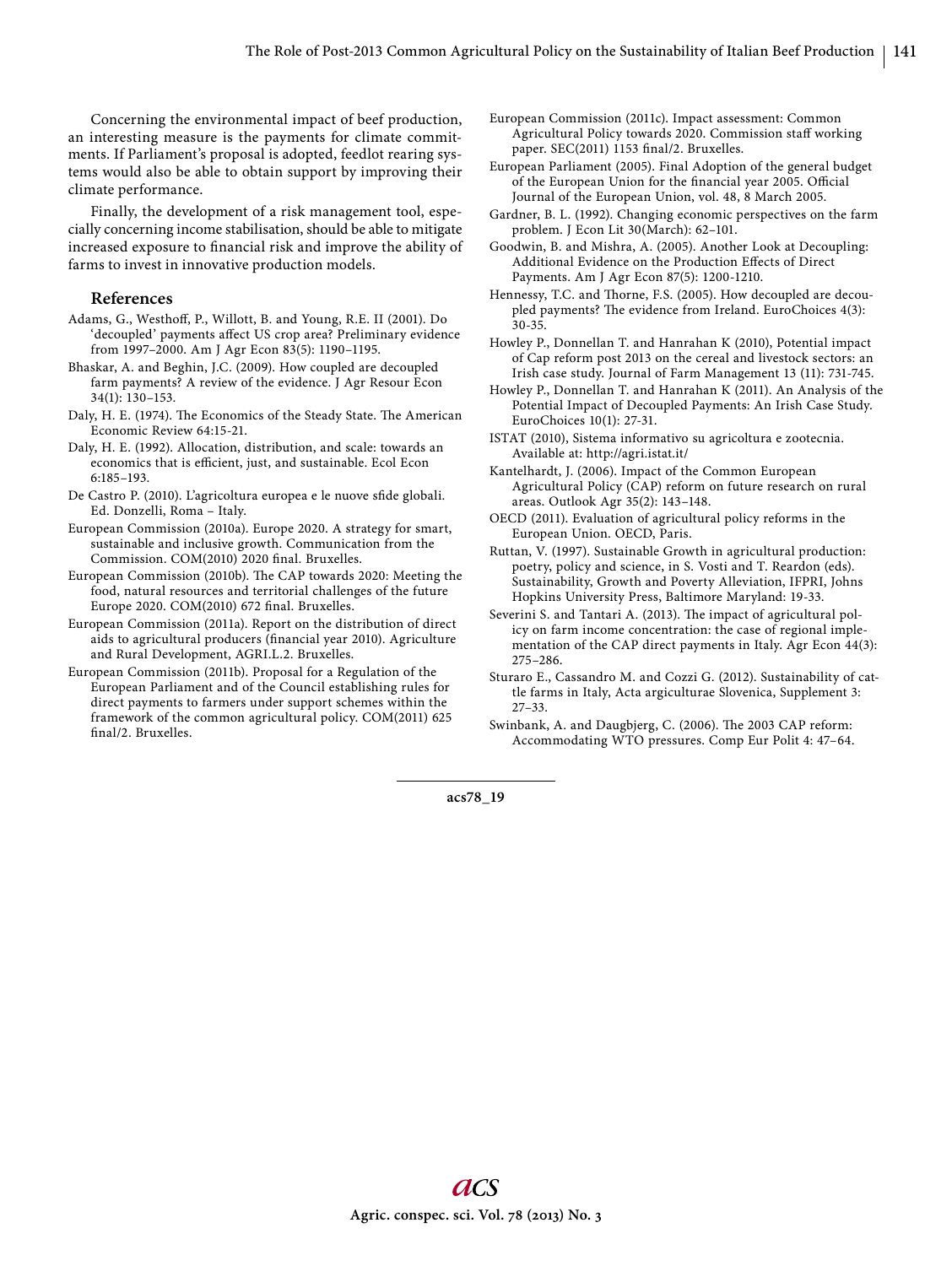Concerning the environmental impact of beef production, an interesting measure is the payments for climate commitments. If Parliament's proposal is adopted, feedlot rearing systems would also be able to obtain support by improving their climate performance.

Finally, the development of a risk management tool, especially concerning income stabilisation, should be able to mitigate increased exposure to financial risk and improve the ability of farms to invest in innovative production models.

## References

Adams, G., Westhoff, P., Willott, B. and Young, R.E. II (2001). Do 'decoupled' payments affect US crop area? Preliminary evidence from 1997–2000. Am J Agr Econ 83(5): 1190–1195.

Bhaskar, A. and Beghin, J.C. (2009). How coupled are decoupled farm payments? A review of the evidence. J Agr Resour Econ 34(1): 130–153.

Daly, H. E. (1974). The Economics of the Steady State. The American Economic Review 64:15-21.

Daly, H. E. (1992). Allocation, distribution, and scale: towards an economics that is efficient, just, and sustainable. Ecol Econ 6:185–193.

De Castro P. (2010). L'agricoltura europea e le nuove sfide globali. Ed. Donzelli, Roma – Italy.

European Commission (2010a). Europe 2020. A strategy for smart, sustainable and inclusive growth. Communication from the Commission. COM(2010) 2020 final. Bruxelles.

European Commission (2010b). The CAP towards 2020: Meeting the food, natural resources and territorial challenges of the future Europe 2020. COM(2010) 672 final. Bruxelles.

European Commission (2011a). Report on the distribution of direct aids to agricultural producers (financial year 2010). Agriculture and Rural Development, AGRI.L.2. Bruxelles.

European Commission (2011b). Proposal for a Regulation of the European Parliament and of the Council establishing rules for direct payments to farmers under support schemes within the framework of the common agricultural policy. COM(2011) 625 final/2. Bruxelles.

European Commission (2011c). Impact assessment: Common Agricultural Policy towards 2020. Commission staff working paper. SEC(2011) 1153 final/2. Bruxelles.

European Parliament (2005). Final Adoption of the general budget of the European Union for the financial year 2005. Official Journal of the European Union, vol. 48, 8 March 2005.

Gardner, B. L. (1992). Changing economic perspectives on the farm problem. J Econ Lit 30(March): 62–101.

Goodwin, B. and Mishra, A. (2005). Another Look at Decoupling: Additional Evidence on the Production Effects of Direct Payments. Am J Agr Econ 87(5): 1200-1210.

Hennessy, T.C. and Thorne, F.S. (2005). How decoupled are decoupled payments? The evidence from Ireland. EuroChoices 4(3): 30-35.

Howley P., Donnellan T. and Hanrahan K (2010), Potential impact of Cap reform post 2013 on the cereal and livestock sectors: an Irish case study. Journal of Farm Management 13 (11): 731-745.

Howley P., Donnellan T. and Hanrahan K (2011). An Analysis of the Potential Impact of Decoupled Payments: An Irish Case Study. EuroChoices 10(1): 27-31.

ISTAT (2010), Sistema informativo su agricoltura e zootecnia. Available at: http://agri.istat.it/

Kantelhardt, J. (2006). Impact of the Common European Agricultural Policy (CAP) reform on future research on rural areas. Outlook Agr 35(2): 143–148.

OECD (2011). Evaluation of agricultural policy reforms in the European Union. OECD, Paris.

Ruttan, V. (1997). Sustainable Growth in agricultural production: poetry, policy and science, in S. Vosti and T. Reardon (eds). Sustainability, Growth and Poverty Alleviation, IFPRI, Johns Hopkins University Press, Baltimore Maryland: 19-33.

Severini S. and Tantari A. (2013). The impact of agricultural policy on farm income concentration: the case of regional implementation of the CAP direct payments in Italy. Agr Econ 44(3): 275–286.

Sturaro E., Cassandro M. and Cozzi G. (2012). Sustainability of cattle farms in Italy, Acta agriculturae Slovenica, Supplement 3: 27–33.

Swinbank, A. and Daugbjerg, C. (2006). The 2003 CAP reform: Accommodating WTO pressures. Comp Eur Polit 4: 47–64.

acs78_19